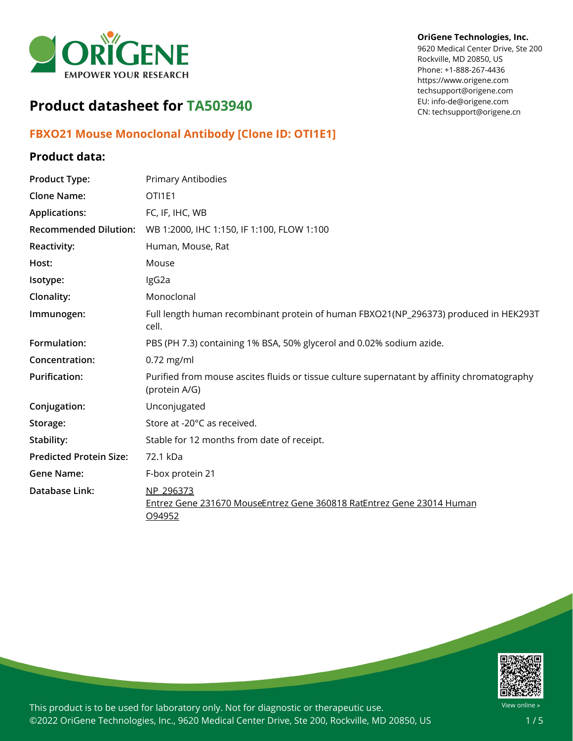**OriGene Technologies, Inc.**
9620 Medical Center Drive, Ste 200
Rockville, MD 20850, US
Phone: +1-888-267-4436
https://www.origene.com
techsupport@origene.com
EU: info-de@origene.com
CN: techsupport@origene.cn

# Product datasheet for TA503940

## FBXO21 Mouse Monoclonal Antibody [Clone ID: OTI1E1]

### Product data:

| | |
|---|---|
| **Product Type:** | Primary Antibodies |
| **Clone Name:** | OTI1E1 |
| **Applications:** | FC, IF, IHC, WB |
| **Recommended Dilution:** | WB 1:2000, IHC 1:150, IF 1:100, FLOW 1:100 |
| **Reactivity:** | Human, Mouse, Rat |
| **Host:** | Mouse |
| **Isotype:** | IgG2a |
| **Clonality:** | Monoclonal |
| **Immunogen:** | Full length human recombinant protein of human FBXO21(NP_296373) produced in HEK293T cell. |
| **Formulation:** | PBS (PH 7.3) containing 1% BSA, 50% glycerol and 0.02% sodium azide. |
| **Concentration:** | 0.72 mg/ml |
| **Purification:** | Purified from mouse ascites fluids or tissue culture supernatant by affinity chromatography (protein A/G) |
| **Conjugation:** | Unconjugated |
| **Storage:** | Store at -20°C as received. |
| **Stability:** | Stable for 12 months from date of receipt. |
| **Predicted Protein Size:** | 72.1 kDa |
| **Gene Name:** | F-box protein 21 |
| **Database Link:** | NP_296373<br>Entrez Gene 231670 MouseEntrez Gene 360818 RatEntrez Gene 23014 Human<br>O94952 |

This product is to be used for laboratory only. Not for diagnostic or therapeutic use.
©2022 OriGene Technologies, Inc., 9620 Medical Center Drive, Ste 200, Rockville, MD 20850, US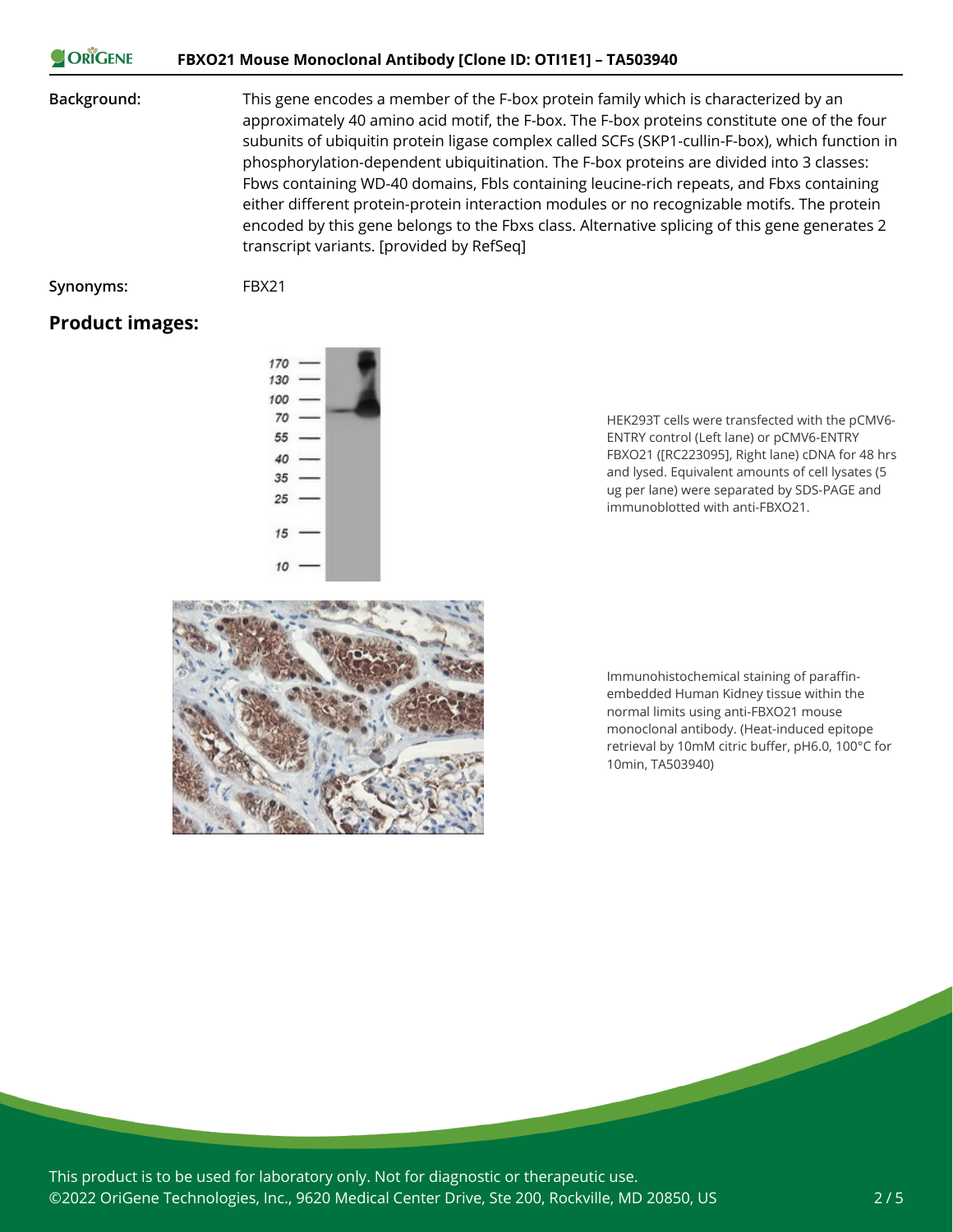**Background:** This gene encodes a member of the F-box protein family which is characterized by an approximately 40 amino acid motif, the F-box. The F-box proteins constitute one of the four subunits of ubiquitin protein ligase complex called SCFs (SKP1-cullin-F-box), which function in phosphorylation-dependent ubiquitination. The F-box proteins are divided into 3 classes: Fbws containing WD-40 domains, Fbls containing leucine-rich repeats, and Fbxs containing either different protein-protein interaction modules or no recognizable motifs. The protein encoded by this gene belongs to the Fbxs class. Alternative splicing of this gene generates 2 transcript variants. [provided by RefSeq]

**Synonyms:** FBX21

## Product images:

HEK293T cells were transfected with the pCMV6-ENTRY control (Left lane) or pCMV6-ENTRY FBXO21 ([RC223095], Right lane) cDNA for 48 hrs and lysed. Equivalent amounts of cell lysates (5 ug per lane) were separated by SDS-PAGE and immunoblotted with anti-FBXO21.

Immunohistochemical staining of paraffin-embedded Human Kidney tissue within the normal limits using anti-FBXO21 mouse monoclonal antibody. (Heat-induced epitope retrieval by 10mM citric buffer, pH6.0, 100°C for 10min, TA503940)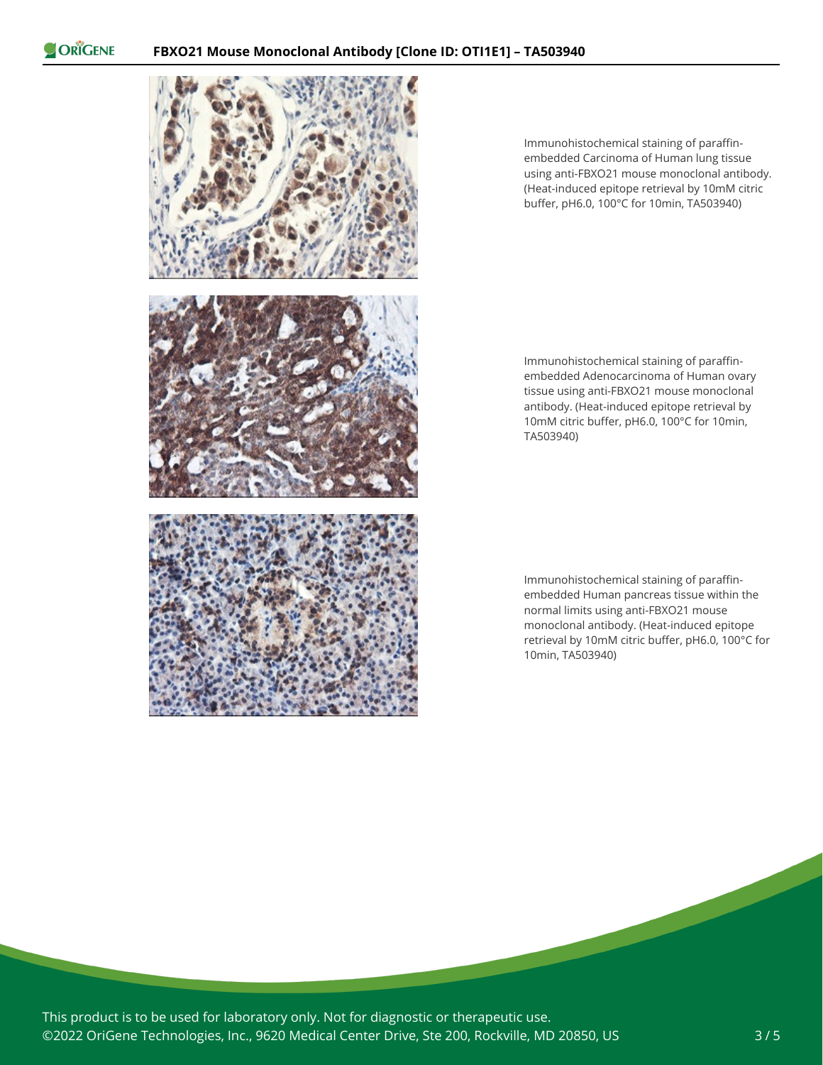Immunohistochemical staining of paraffin-embedded Carcinoma of Human lung tissue using anti-FBXO21 mouse monoclonal antibody. (Heat-induced epitope retrieval by 10mM citric buffer, pH6.0, 100°C for 10min, TA503940)

Immunohistochemical staining of paraffin-embedded Adenocarcinoma of Human ovary tissue using anti-FBXO21 mouse monoclonal antibody. (Heat-induced epitope retrieval by 10mM citric buffer, pH6.0, 100°C for 10min, TA503940)

Immunohistochemical staining of paraffin-embedded Human pancreas tissue within the normal limits using anti-FBXO21 mouse monoclonal antibody. (Heat-induced epitope retrieval by 10mM citric buffer, pH6.0, 100°C for 10min, TA503940)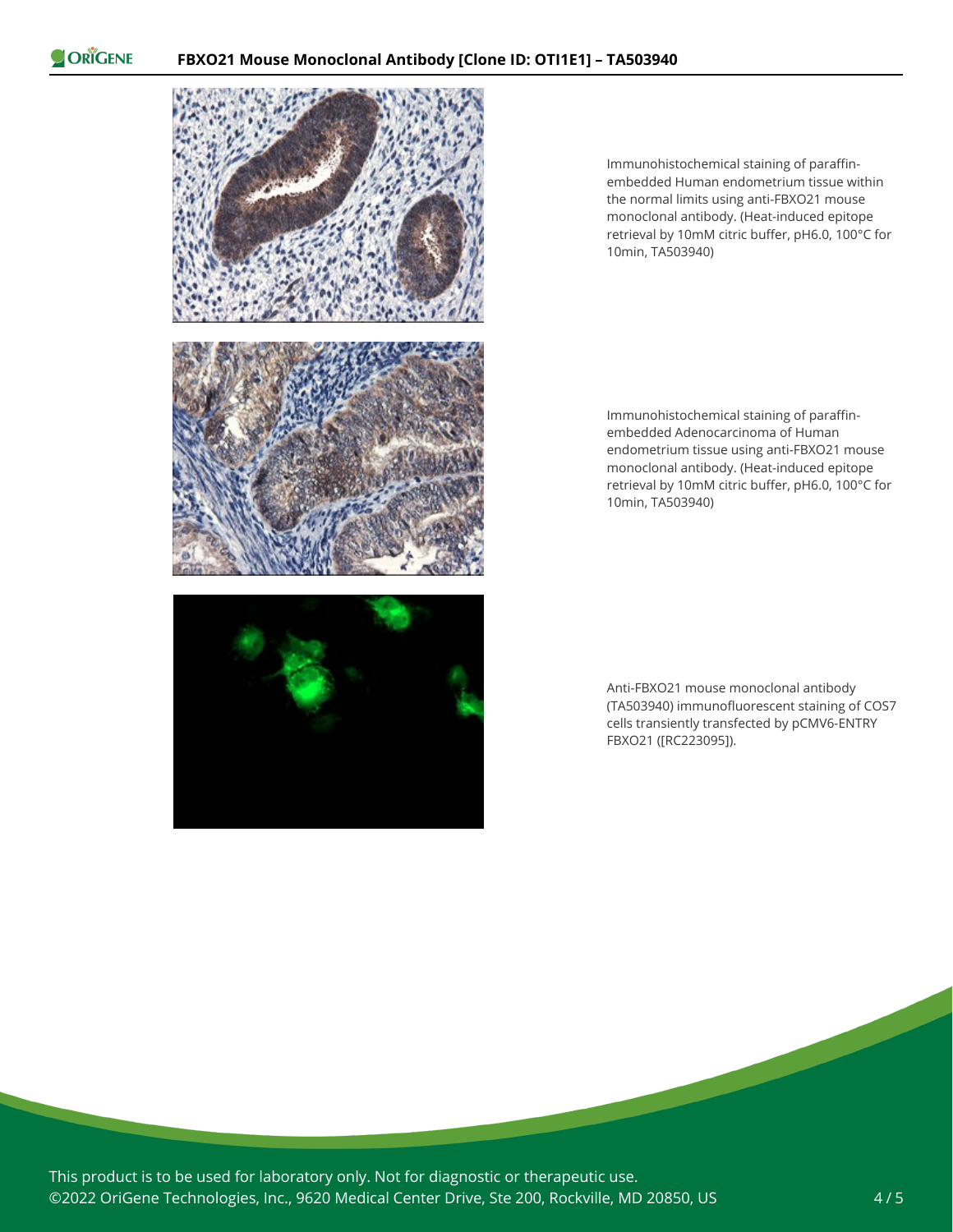Immunohistochemical staining of paraffin-embedded Human endometrium tissue within the normal limits using anti-FBXO21 mouse monoclonal antibody. (Heat-induced epitope retrieval by 10mM citric buffer, pH6.0, 100°C for 10min, TA503940)

Immunohistochemical staining of paraffin-embedded Adenocarcinoma of Human endometrium tissue using anti-FBXO21 mouse monoclonal antibody. (Heat-induced epitope retrieval by 10mM citric buffer, pH6.0, 100°C for 10min, TA503940)

Anti-FBXO21 mouse monoclonal antibody (TA503940) immunofluorescent staining of COS7 cells transiently transfected by pCMV6-ENTRY FBXO21 ([RC223095]).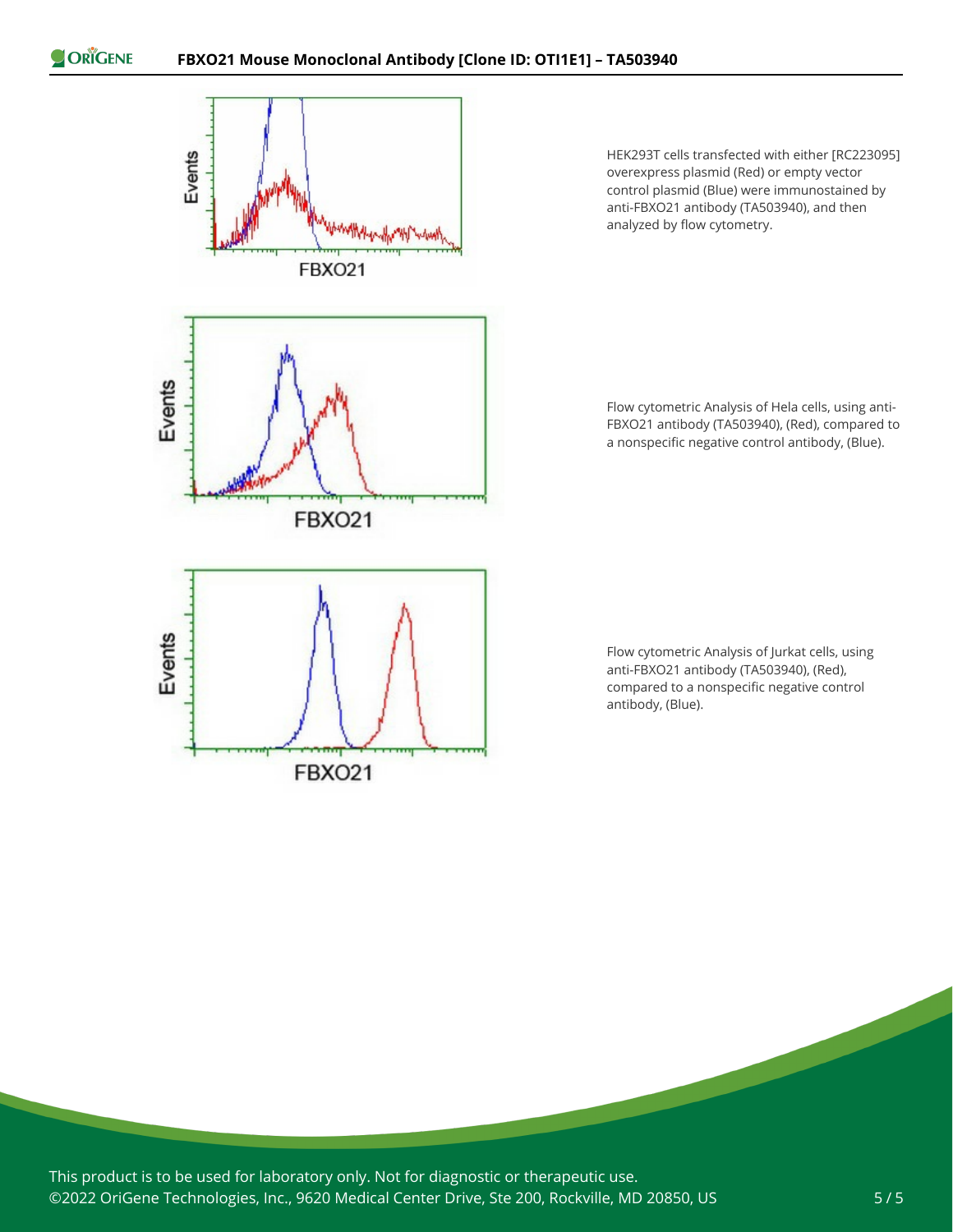Events

FBXO21

HEK293T cells transfected with either [RC223095] overexpress plasmid (Red) or empty vector control plasmid (Blue) were immunostained by anti-FBXO21 antibody (TA503940), and then analyzed by flow cytometry.

Events

FBXO21

Flow cytometric Analysis of Hela cells, using anti-FBXO21 antibody (TA503940), (Red), compared to a nonspecific negative control antibody, (Blue).

Events

FBXO21

Flow cytometric Analysis of Jurkat cells, using anti-FBXO21 antibody (TA503940), (Red), compared to a nonspecific negative control antibody, (Blue).

This product is to be used for laboratory only. Not for diagnostic or therapeutic use.

©2022 OriGene Technologies, Inc., 9620 Medical Center Drive, Ste 200, Rockville, MD 20850, US